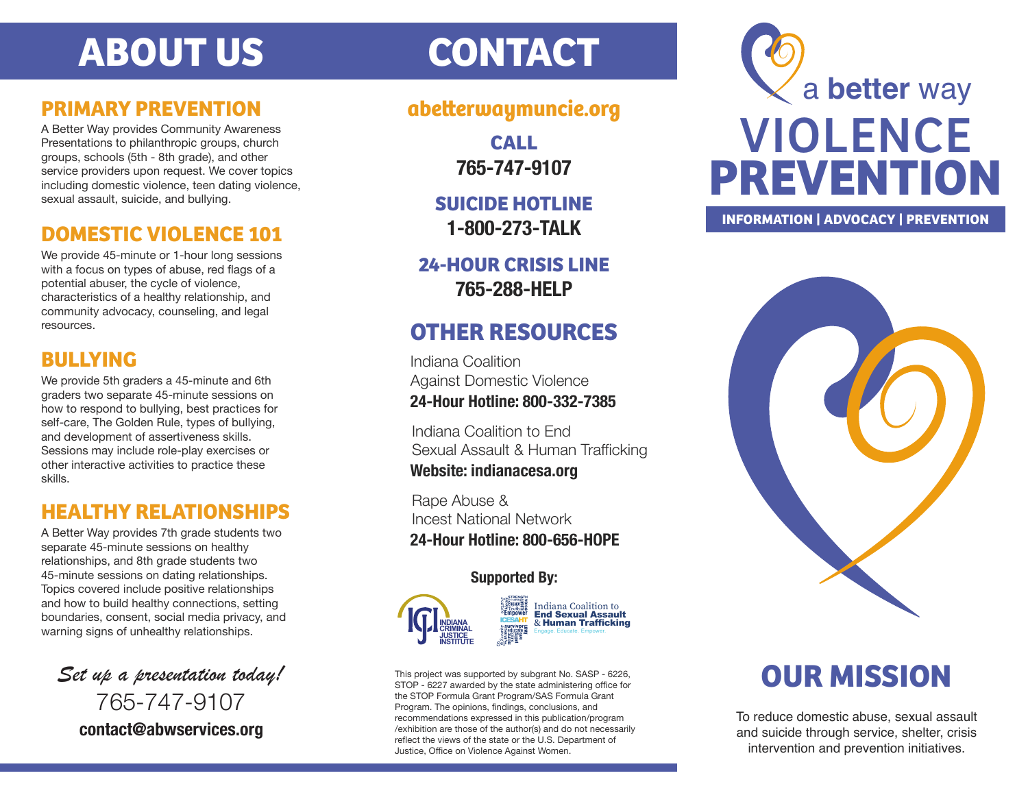# ABOUT US

## PRIMARY PREVENTION

A Better Way provides Community Awareness Presentations to philanthropic groups, church groups, schools (5th - 8th grade), and other service providers upon request. We cover topics including domestic violence, teen dating violence, sexual assault, suicide, and bullying.

## DOMESTIC VIOLENCE 101

We provide 45-minute or 1-hour long sessions with a focus on types of abuse, red flags of a potential abuser, the cycle of violence, characteristics of a healthy relationship, and community advocacy, counseling, and legal resources.

## BULLYING

We provide 5th graders a 45-minute and 6th graders two separate 45-minute sessions on how to respond to bullying, best practices for self-care, The Golden Rule, types of bullying, and development of assertiveness skills. Sessions may include role-play exercises or other interactive activities to practice these skills.

## HEALTHY RELATIONSHIPS

A Better Way provides 7th grade students two separate 45-minute sessions on healthy relationships, and 8th grade students two 45-minute sessions on dating relationships. Topics covered include positive relationships and how to build healthy connections, setting boundaries, consent, social media privacy, and warning signs of unhealthy relationships.

*Set up a presentation today!*

765-747-9107

**contact@abwservices.org**

# CONTACT

## abetterwaymuncie.org

**CALL**
**765-747-9107**

**SUICIDE HOTLINE**
**1-800-273-TALK**

**24-HOUR CRISIS LINE**
**765-288-HELP**

## OTHER RESOURCES

Indiana Coalition Against Domestic Violence
**24-Hour Hotline: 800-332-7385**

Indiana Coalition to End Sexual Assault & Human Trafficking
**Website: indianacesa.org**

Rape Abuse & Incest National Network
**24-Hour Hotline: 800-656-HOPE**

**Supported By:**

Indiana Criminal Justice Institute

Indiana Coalition to End Sexual Assault & Human Trafficking — Engage. Educate. Empower.

This project was supported by subgrant No. SASP - 6226, STOP - 6227 awarded by the state administering office for the STOP Formula Grant Program/SAS Formula Grant Program. The opinions, findings, conclusions, and recommendations expressed in this publication/program /exhibition are those of the author(s) and do not necessarily reflect the views of the state or the U.S. Department of Justice, Office on Violence Against Women.

# a better way VIOLENCE PREVENTION

**INFORMATION | ADVOCACY | PREVENTION**

## OUR MISSION

To reduce domestic abuse, sexual assault and suicide through service, shelter, crisis intervention and prevention initiatives.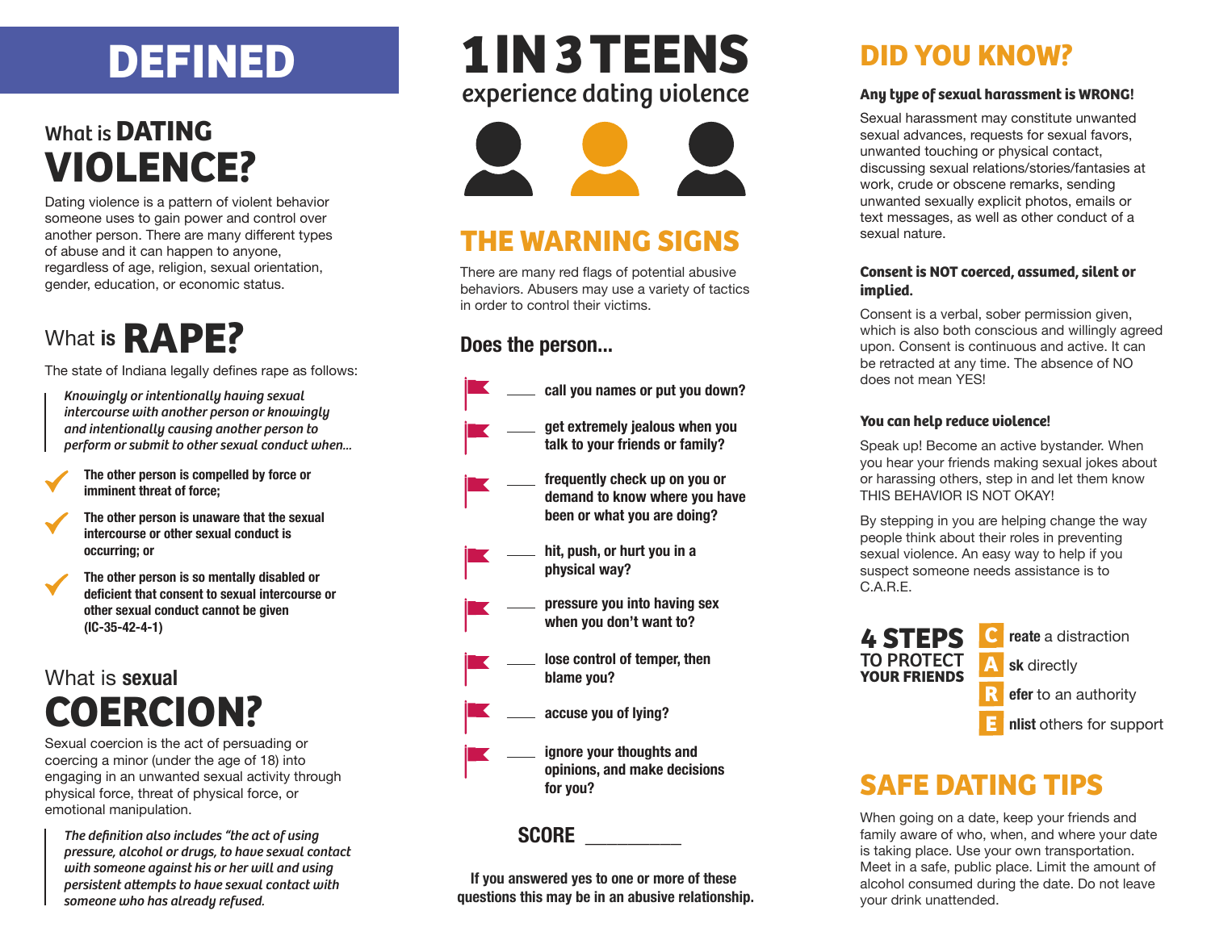# DEFINED

## What is DATING VIOLENCE?

Dating violence is a pattern of violent behavior someone uses to gain power and control over another person. There are many different types of abuse and it can happen to anyone, regardless of age, religion, sexual orientation, gender, education, or economic status.

## What is RAPE?

The state of Indiana legally defines rape as follows:

> *Knowingly or intentionally having sexual intercourse with another person or knowingly and intentionally causing another person to perform or submit to other sexual conduct when...*

- ✓ **The other person is compelled by force or imminent threat of force;**
- ✓ **The other person is unaware that the sexual intercourse or other sexual conduct is occurring; or**
- ✓ **The other person is so mentally disabled or deficient that consent to sexual intercourse or other sexual conduct cannot be given (IC-35-42-4-1)**

## What is sexual COERCION?

Sexual coercion is the act of persuading or coercing a minor (under the age of 18) into engaging in an unwanted sexual activity through physical force, threat of physical force, or emotional manipulation.

> *The definition also includes "the act of using pressure, alcohol or drugs, to have sexual contact with someone against his or her will and using persistent attempts to have sexual contact with someone who has already refused.*

# 1 IN 3 TEENS

experience dating violence

## THE WARNING SIGNS

There are many red flags of potential abusive behaviors. Abusers may use a variety of tactics in order to control their victims.

### Does the person...

- ____ **call you names or put you down?**
- ____ **get extremely jealous when you talk to your friends or family?**
- ____ **frequently check up on you or demand to know where you have been or what you are doing?**
- ____ **hit, push, or hurt you in a physical way?**
- ____ **pressure you into having sex when you don't want to?**
- ____ **lose control of temper, then blame you?**
- ____ **accuse you of lying?**
- ____ **ignore your thoughts and opinions, and make decisions for you?**

**SCORE** __________

**If you answered yes to one or more of these questions this may be in an abusive relationship.**

## DID YOU KNOW?

**Any type of sexual harassment is WRONG!**

Sexual harassment may constitute unwanted sexual advances, requests for sexual favors, unwanted touching or physical contact, discussing sexual relations/stories/fantasies at work, crude or obscene remarks, sending unwanted sexually explicit photos, emails or text messages, as well as other conduct of a sexual nature.

**Consent is NOT coerced, assumed, silent or implied.**

Consent is a verbal, sober permission given, which is also both conscious and willingly agreed upon. Consent is continuous and active. It can be retracted at any time. The absence of NO does not mean YES!

**You can help reduce violence!**

Speak up! Become an active bystander. When you hear your friends making sexual jokes about or harassing others, step in and let them know THIS BEHAVIOR IS NOT OKAY!

By stepping in you are helping change the way people think about their roles in preventing sexual violence. An easy way to help if you suspect someone needs assistance is to C.A.R.E.

**4 STEPS TO PROTECT YOUR FRIENDS**

- **C** **reate** a distraction
- **A** **sk** directly
- **R** **efer** to an authority
- **E** **nlist** others for support

## SAFE DATING TIPS

When going on a date, keep your friends and family aware of who, when, and where your date is taking place. Use your own transportation. Meet in a safe, public place. Limit the amount of alcohol consumed during the date. Do not leave your drink unattended.